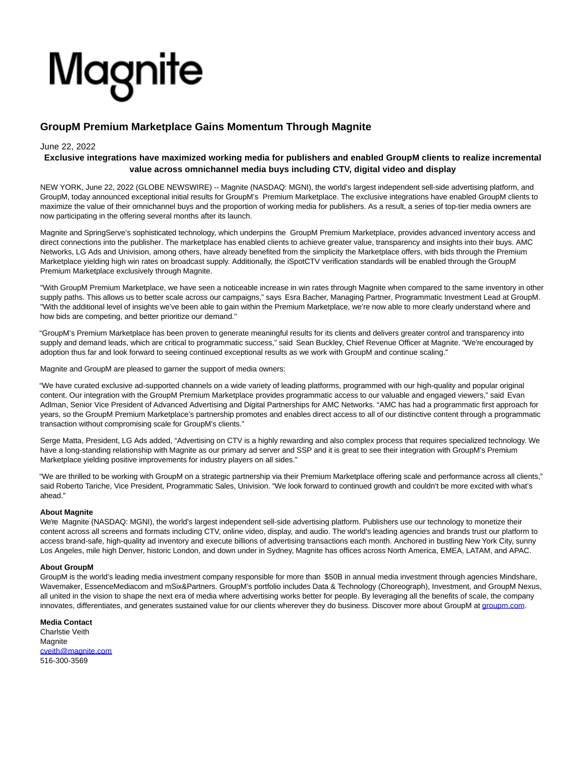# GroupM Premium Marketplace Gains Momentum Through Magnite

June 22, 2022

**Exclusive integrations have maximized working media for publishers and enabled GroupM clients to realize incremental value across omnichannel media buys including CTV, digital video and display**

NEW YORK, June 22, 2022 (GLOBE NEWSWIRE) -- Magnite (NASDAQ: MGNI), the world's largest independent sell-side advertising platform, and GroupM, today announced exceptional initial results for GroupM's Premium Marketplace. The exclusive integrations have enabled GroupM clients to maximize the value of their omnichannel buys and the proportion of working media for publishers. As a result, a series of top-tier media owners are now participating in the offering several months after its launch.

Magnite and SpringServe's sophisticated technology, which underpins the GroupM Premium Marketplace, provides advanced inventory access and direct connections into the publisher. The marketplace has enabled clients to achieve greater value, transparency and insights into their buys. AMC Networks, LG Ads and Univision, among others, have already benefited from the simplicity the Marketplace offers, with bids through the Premium Marketplace yielding high win rates on broadcast supply. Additionally, the iSpotCTV verification standards will be enabled through the GroupM Premium Marketplace exclusively through Magnite.

"With GroupM Premium Marketplace, we have seen a noticeable increase in win rates through Magnite when compared to the same inventory in other supply paths. This allows us to better scale across our campaigns," says Esra Bacher, Managing Partner, Programmatic Investment Lead at GroupM. "With the additional level of insights we've been able to gain within the Premium Marketplace, we're now able to more clearly understand where and how bids are competing, and better prioritize our demand."

"GroupM's Premium Marketplace has been proven to generate meaningful results for its clients and delivers greater control and transparency into supply and demand leads, which are critical to programmatic success," said Sean Buckley, Chief Revenue Officer at Magnite. "We're encouraged by adoption thus far and look forward to seeing continued exceptional results as we work with GroupM and continue scaling."

Magnite and GroupM are pleased to garner the support of media owners:

"We have curated exclusive ad-supported channels on a wide variety of leading platforms, programmed with our high-quality and popular original content. Our integration with the GroupM Premium Marketplace provides programmatic access to our valuable and engaged viewers," said Evan Adlman, Senior Vice President of Advanced Advertising and Digital Partnerships for AMC Networks. "AMC has had a programmatic first approach for years, so the GroupM Premium Marketplace's partnership promotes and enables direct access to all of our distinctive content through a programmatic transaction without compromising scale for GroupM's clients."

Serge Matta, President, LG Ads added, "Advertising on CTV is a highly rewarding and also complex process that requires specialized technology. We have a long-standing relationship with Magnite as our primary ad server and SSP and it is great to see their integration with GroupM's Premium Marketplace yielding positive improvements for industry players on all sides."

"We are thrilled to be working with GroupM on a strategic partnership via their Premium Marketplace offering scale and performance across all clients," said Roberto Tariche, Vice President, Programmatic Sales, Univision. "We look forward to continued growth and couldn't be more excited with what's ahead."

**About Magnite**
We're Magnite (NASDAQ: MGNI), the world's largest independent sell-side advertising platform. Publishers use our technology to monetize their content across all screens and formats including CTV, online video, display, and audio. The world's leading agencies and brands trust our platform to access brand-safe, high-quality ad inventory and execute billions of advertising transactions each month. Anchored in bustling New York City, sunny Los Angeles, mile high Denver, historic London, and down under in Sydney, Magnite has offices across North America, EMEA, LATAM, and APAC.

**About GroupM**
GroupM is the world's leading media investment company responsible for more than $50B in annual media investment through agencies Mindshare, Wavemaker, EssenceMediacom and mSix&Partners. GroupM's portfolio includes Data & Technology (Choreograph), Investment, and GroupM Nexus, all united in the vision to shape the next era of media where advertising works better for people. By leveraging all the benefits of scale, the company innovates, differentiates, and generates sustained value for our clients wherever they do business. Discover more about GroupM at groupm.com.

**Media Contact**
Charlstie Veith
Magnite
cveith@magnite.com
516-300-3569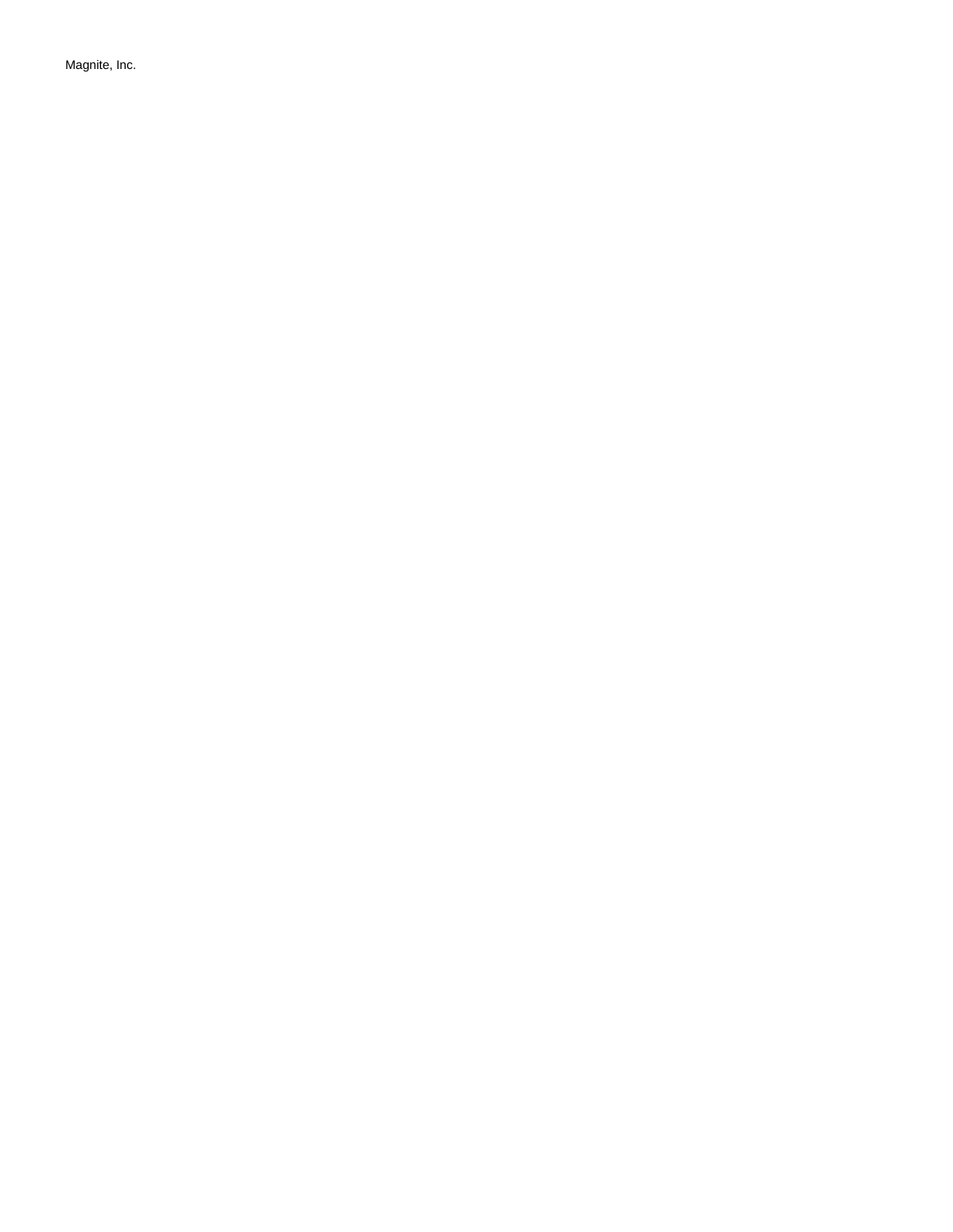Magnite, Inc.